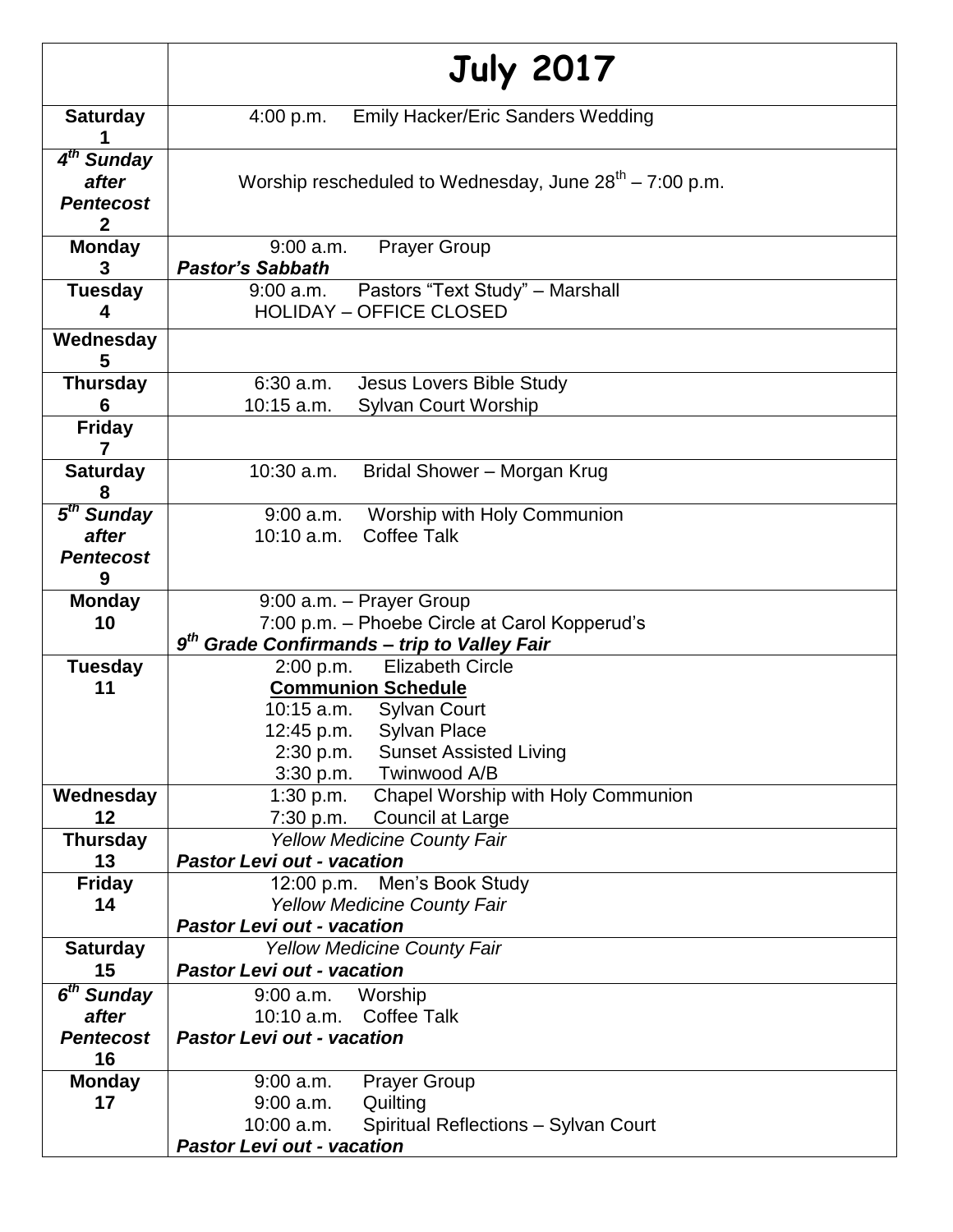| | **July 2017** |
|---|---|
| **Saturday 1** | 4:00 p.m. Emily Hacker/Eric Sanders Wedding |
| ***4th Sunday after Pentecost* 2** | Worship rescheduled to Wednesday, June 28th – 7:00 p.m. |
| **Monday 3** | 9:00 a.m. Prayer Group<br>***Pastor's Sabbath*** |
| **Tuesday 4** | 9:00 a.m. Pastors "Text Study" – Marshall<br>HOLIDAY – OFFICE CLOSED |
| **Wednesday 5** | |
| **Thursday 6** | 6:30 a.m. Jesus Lovers Bible Study<br>10:15 a.m. Sylvan Court Worship |
| **Friday 7** | |
| **Saturday 8** | 10:30 a.m. Bridal Shower – Morgan Krug |
| ***5th Sunday after Pentecost* 9** | 9:00 a.m. Worship with Holy Communion<br>10:10 a.m. Coffee Talk |
| **Monday 10** | 9:00 a.m. – Prayer Group<br>7:00 p.m. – Phoebe Circle at Carol Kopperud's<br>***9th Grade Confirmands – trip to Valley Fair*** |
| **Tuesday 11** | 2:00 p.m. Elizabeth Circle<br>**Communion Schedule**<br>10:15 a.m. Sylvan Court<br>12:45 p.m. Sylvan Place<br>2:30 p.m. Sunset Assisted Living<br>3:30 p.m. Twinwood A/B |
| **Wednesday 12** | 1:30 p.m. Chapel Worship with Holy Communion<br>7:30 p.m. Council at Large |
| **Thursday 13** | *Yellow Medicine County Fair*<br>***Pastor Levi out - vacation*** |
| **Friday 14** | 12:00 p.m. Men's Book Study<br>*Yellow Medicine County Fair*<br>***Pastor Levi out - vacation*** |
| **Saturday 15** | *Yellow Medicine County Fair*<br>***Pastor Levi out - vacation*** |
| ***6th Sunday after Pentecost* 16** | 9:00 a.m. Worship<br>10:10 a.m. Coffee Talk<br>***Pastor Levi out - vacation*** |
| **Monday 17** | 9:00 a.m. Prayer Group<br>9:00 a.m. Quilting<br>10:00 a.m. Spiritual Reflections – Sylvan Court<br>***Pastor Levi out - vacation*** |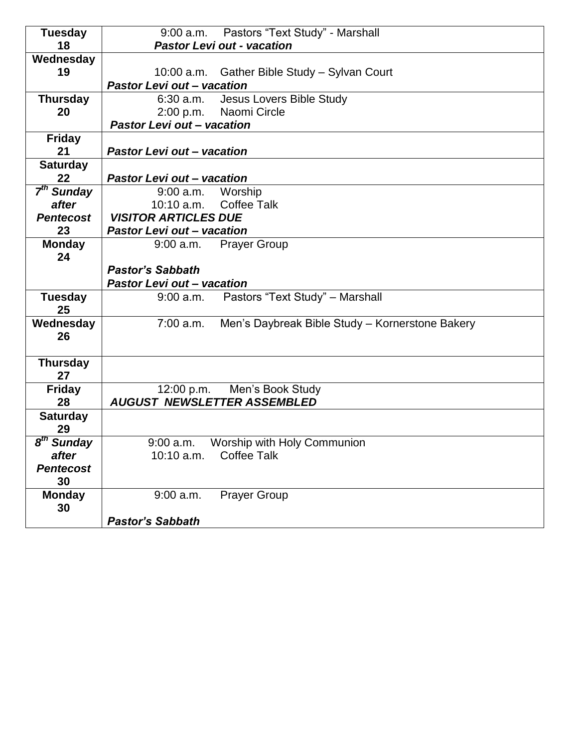| | |
|---|---|
| **Tuesday 18** | 9:00 a.m. Pastors "Text Study" - Marshall<br>***Pastor Levi out - vacation*** |
| **Wednesday 19** | 10:00 a.m. Gather Bible Study – Sylvan Court<br>***Pastor Levi out – vacation*** |
| **Thursday 20** | 6:30 a.m. Jesus Lovers Bible Study<br>2:00 p.m. Naomi Circle<br>***Pastor Levi out – vacation*** |
| **Friday 21** | ***Pastor Levi out – vacation*** |
| **Saturday 22** | ***Pastor Levi out – vacation*** |
| ***7th Sunday after Pentecost* 23** | 9:00 a.m. Worship<br>10:10 a.m. Coffee Talk<br>***VISITOR ARTICLES DUE***<br>***Pastor Levi out – vacation*** |
| **Monday 24** | 9:00 a.m. Prayer Group<br><br>***Pastor's Sabbath***<br>***Pastor Levi out – vacation*** |
| **Tuesday 25** | 9:00 a.m. Pastors "Text Study" – Marshall |
| **Wednesday 26** | 7:00 a.m. Men's Daybreak Bible Study – Kornerstone Bakery |
| **Thursday 27** | |
| **Friday 28** | 12:00 p.m. Men's Book Study<br>***AUGUST NEWSLETTER ASSEMBLED*** |
| **Saturday 29** | |
| ***8th Sunday after Pentecost* 30** | 9:00 a.m. Worship with Holy Communion<br>10:10 a.m. Coffee Talk |
| **Monday 30** | 9:00 a.m. Prayer Group<br><br>***Pastor's Sabbath*** |